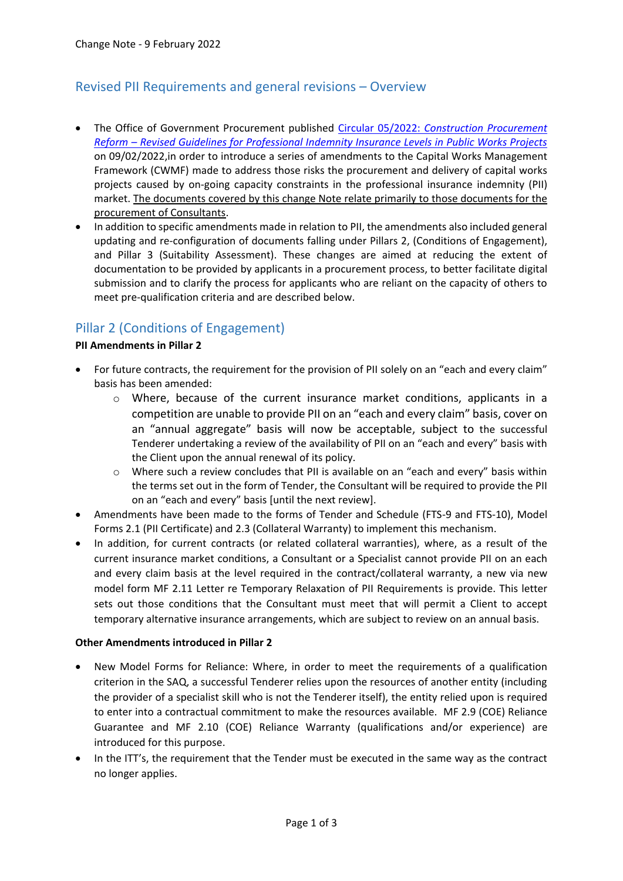Change Note - 9 February 2022

## Revised PII Requirements and general revisions – Overview

- The Office of Government Procurement published *Circular 05/2022: Construction Procurement Reform – Revised Guidelines for Professional Indemnity Insurance Levels in Public Works Projects* on 09/02/2022,in order to introduce a series of amendments to the Capital Works Management Framework (CWMF) made to address those risks the procurement and delivery of capital works projects caused by on-going capacity constraints in the professional insurance indemnity (PII) market. The documents covered by this change Note relate primarily to those documents for the procurement of Consultants.
- In addition to specific amendments made in relation to PII, the amendments also included general updating and re-configuration of documents falling under Pillars 2, (Conditions of Engagement), and Pillar 3 (Suitability Assessment). These changes are aimed at reducing the extent of documentation to be provided by applicants in a procurement process, to better facilitate digital submission and to clarify the process for applicants who are reliant on the capacity of others to meet pre-qualification criteria and are described below.

## Pillar 2 (Conditions of Engagement)

**PII Amendments in Pillar 2**

- For future contracts, the requirement for the provision of PII solely on an "each and every claim" basis has been amended:
  - Where, because of the current insurance market conditions, applicants in a competition are unable to provide PII on an "each and every claim" basis, cover on an "annual aggregate" basis will now be acceptable, subject to the successful Tenderer undertaking a review of the availability of PII on an "each and every" basis with the Client upon the annual renewal of its policy.
  - Where such a review concludes that PII is available on an "each and every" basis within the terms set out in the form of Tender, the Consultant will be required to provide the PII on an "each and every" basis [until the next review].
- Amendments have been made to the forms of Tender and Schedule (FTS-9 and FTS-10), Model Forms 2.1 (PII Certificate) and 2.3 (Collateral Warranty) to implement this mechanism.
- In addition, for current contracts (or related collateral warranties), where, as a result of the current insurance market conditions, a Consultant or a Specialist cannot provide PII on an each and every claim basis at the level required in the contract/collateral warranty, a new via new model form MF 2.11 Letter re Temporary Relaxation of PII Requirements is provide. This letter sets out those conditions that the Consultant must meet that will permit a Client to accept temporary alternative insurance arrangements, which are subject to review on an annual basis.

**Other Amendments introduced in Pillar 2**

- New Model Forms for Reliance: Where, in order to meet the requirements of a qualification criterion in the SAQ, a successful Tenderer relies upon the resources of another entity (including the provider of a specialist skill who is not the Tenderer itself), the entity relied upon is required to enter into a contractual commitment to make the resources available. MF 2.9 (COE) Reliance Guarantee and MF 2.10 (COE) Reliance Warranty (qualifications and/or experience) are introduced for this purpose.
- In the ITT's, the requirement that the Tender must be executed in the same way as the contract no longer applies.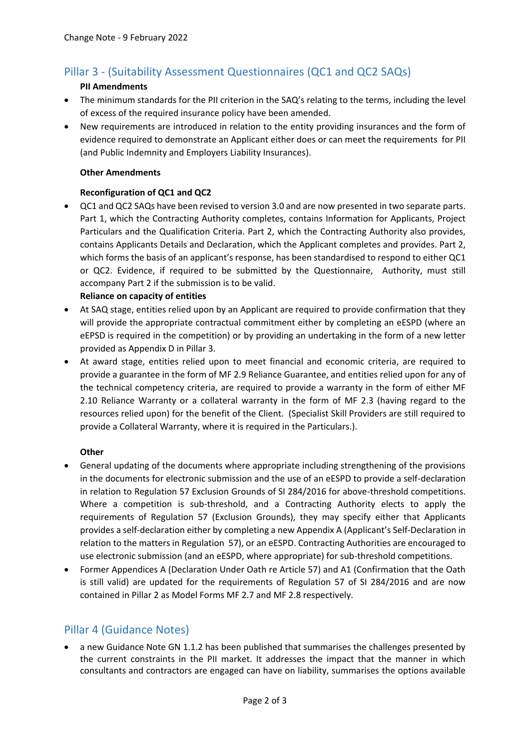Change Note - 9 February 2022

## Pillar 3 - (Suitability Assessment Questionnaires (QC1 and QC2 SAQs)

**PII Amendments**

- The minimum standards for the PII criterion in the SAQ's relating to the terms, including the level of excess of the required insurance policy have been amended.
- New requirements are introduced in relation to the entity providing insurances and the form of evidence required to demonstrate an Applicant either does or can meet the requirements for PII (and Public Indemnity and Employers Liability Insurances).

**Other Amendments**

**Reconfiguration of QC1 and QC2**

- QC1 and QC2 SAQs have been revised to version 3.0 and are now presented in two separate parts. Part 1, which the Contracting Authority completes, contains Information for Applicants, Project Particulars and the Qualification Criteria. Part 2, which the Contracting Authority also provides, contains Applicants Details and Declaration, which the Applicant completes and provides. Part 2, which forms the basis of an applicant's response, has been standardised to respond to either QC1 or QC2. Evidence, if required to be submitted by the Questionnaire, Authority, must still accompany Part 2 if the submission is to be valid.

**Reliance on capacity of entities**

- At SAQ stage, entities relied upon by an Applicant are required to provide confirmation that they will provide the appropriate contractual commitment either by completing an eESPD (where an eEPSD is required in the competition) or by providing an undertaking in the form of a new letter provided as Appendix D in Pillar 3.
- At award stage, entities relied upon to meet financial and economic criteria, are required to provide a guarantee in the form of MF 2.9 Reliance Guarantee, and entities relied upon for any of the technical competency criteria, are required to provide a warranty in the form of either MF 2.10 Reliance Warranty or a collateral warranty in the form of MF 2.3 (having regard to the resources relied upon) for the benefit of the Client. (Specialist Skill Providers are still required to provide a Collateral Warranty, where it is required in the Particulars.).

**Other**

- General updating of the documents where appropriate including strengthening of the provisions in the documents for electronic submission and the use of an eESPD to provide a self-declaration in relation to Regulation 57 Exclusion Grounds of SI 284/2016 for above-threshold competitions. Where a competition is sub-threshold, and a Contracting Authority elects to apply the requirements of Regulation 57 (Exclusion Grounds), they may specify either that Applicants provides a self-declaration either by completing a new Appendix A (Applicant's Self-Declaration in relation to the matters in Regulation 57), or an eESPD. Contracting Authorities are encouraged to use electronic submission (and an eESPD, where appropriate) for sub-threshold competitions.
- Former Appendices A (Declaration Under Oath re Article 57) and A1 (Confirmation that the Oath is still valid) are updated for the requirements of Regulation 57 of SI 284/2016 and are now contained in Pillar 2 as Model Forms MF 2.7 and MF 2.8 respectively.

## Pillar 4 (Guidance Notes)

- a new Guidance Note GN 1.1.2 has been published that summarises the challenges presented by the current constraints in the PII market. It addresses the impact that the manner in which consultants and contractors are engaged can have on liability, summarises the options available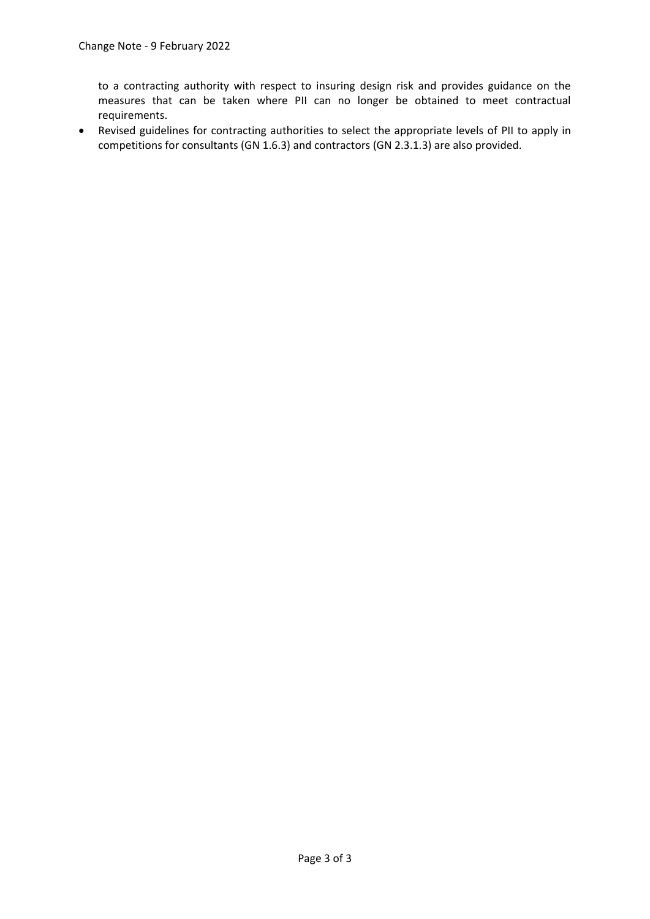to a contracting authority with respect to insuring design risk and provides guidance on the measures that can be taken where PII can no longer be obtained to meet contractual requirements.

- Revised guidelines for contracting authorities to select the appropriate levels of PII to apply in competitions for consultants (GN 1.6.3) and contractors (GN 2.3.1.3) are also provided.